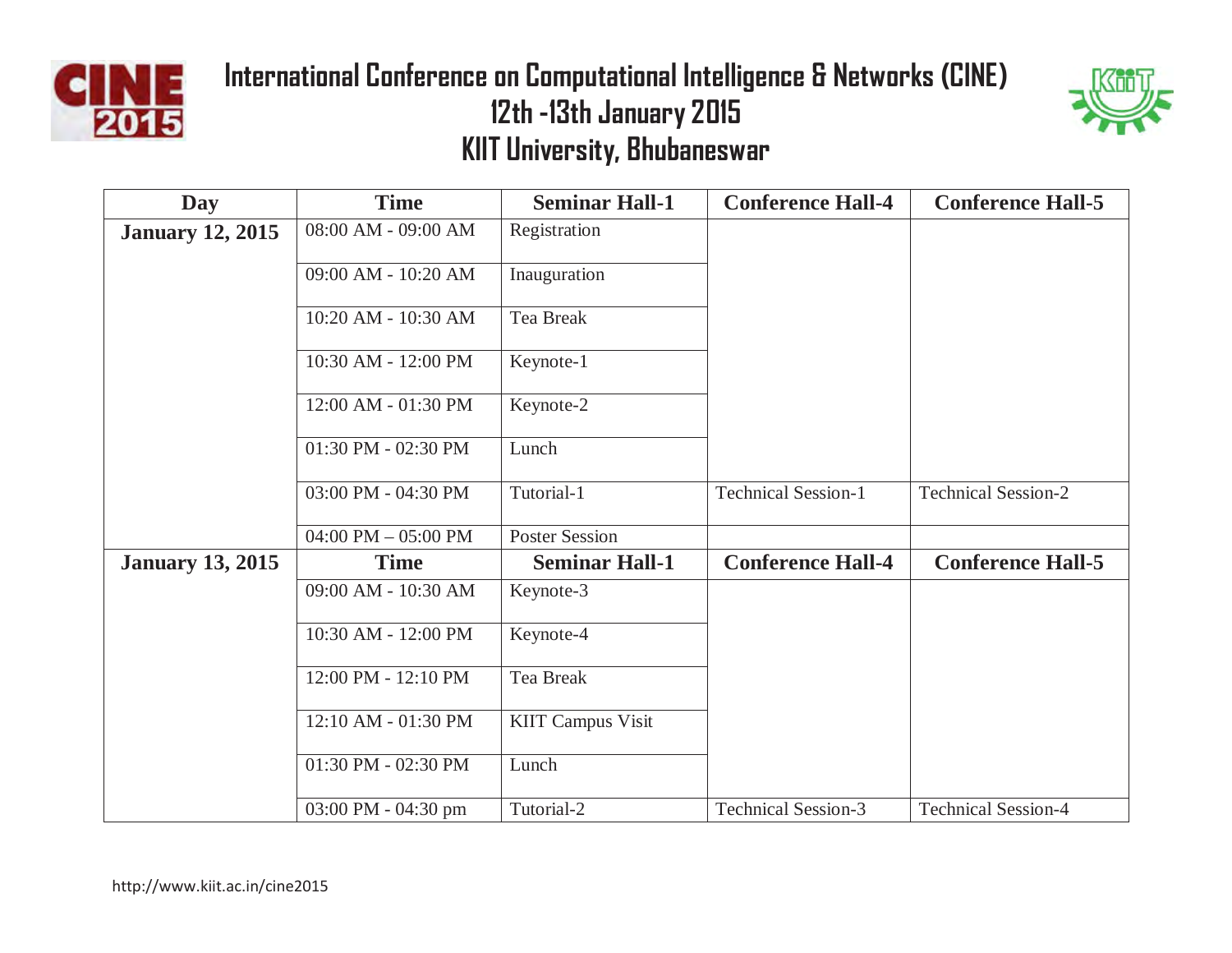# International Conference on Computational Intelligence & Networks (CINE)

## 12th -13th January 2015

## KIIT University, Bhubaneswar

| Day | Time | Seminar Hall-1 | Conference Hall-4 | Conference Hall-5 |
|---|---|---|---|---|
| **January 12, 2015** | 08:00 AM - 09:00 AM | Registration | | |
| | 09:00 AM - 10:20 AM | Inauguration | | |
| | 10:20 AM - 10:30 AM | Tea Break | | |
| | 10:30 AM - 12:00 PM | Keynote-1 | | |
| | 12:00 AM - 01:30 PM | Keynote-2 | | |
| | 01:30 PM - 02:30 PM | Lunch | | |
| | 03:00 PM - 04:30 PM | Tutorial-1 | Technical Session-1 | Technical Session-2 |
| | 04:00 PM – 05:00 PM | Poster Session | | |
| **January 13, 2015** | **Time** | **Seminar Hall-1** | **Conference Hall-4** | **Conference Hall-5** |
| | 09:00 AM - 10:30 AM | Keynote-3 | | |
| | 10:30 AM - 12:00 PM | Keynote-4 | | |
| | 12:00 PM - 12:10 PM | Tea Break | | |
| | 12:10 AM - 01:30 PM | KIIT Campus Visit | | |
| | 01:30 PM - 02:30 PM | Lunch | | |
| | 03:00 PM - 04:30 pm | Tutorial-2 | Technical Session-3 | Technical Session-4 |

http://www.kiit.ac.in/cine2015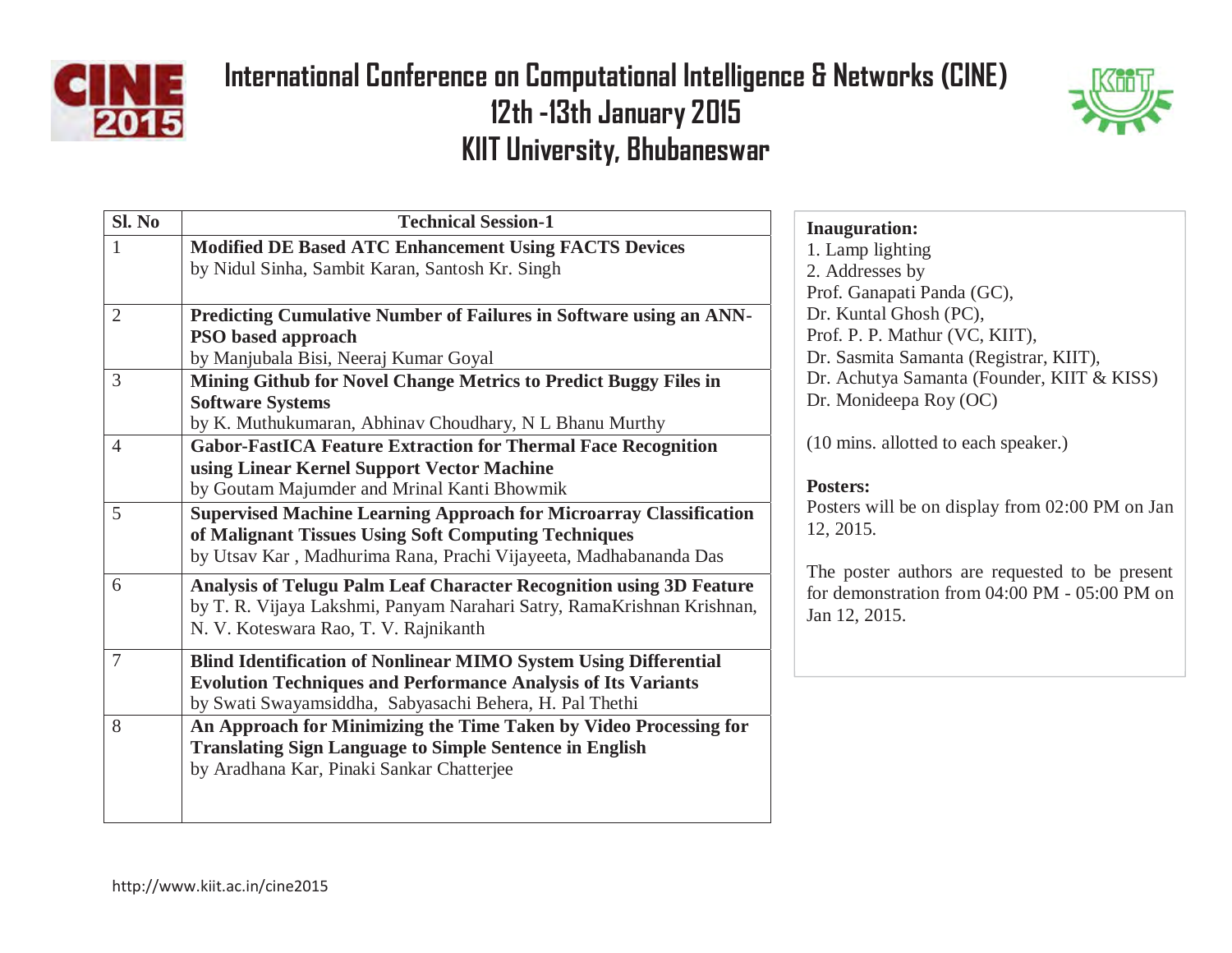# International Conference on Computational Intelligence & Networks (CINE)
## 12th -13th January 2015
## KIIT University, Bhubaneswar

| Sl. No | Technical Session-1 |
|---|---|
| 1 | **Modified DE Based ATC Enhancement Using FACTS Devices** by Nidul Sinha, Sambit Karan, Santosh Kr. Singh |
| 2 | **Predicting Cumulative Number of Failures in Software using an ANN-PSO based approach** by Manjubala Bisi, Neeraj Kumar Goyal |
| 3 | **Mining Github for Novel Change Metrics to Predict Buggy Files in Software Systems** by K. Muthukumaran, Abhinav Choudhary, N L Bhanu Murthy |
| 4 | **Gabor-FastICA Feature Extraction for Thermal Face Recognition using Linear Kernel Support Vector Machine** by Goutam Majumder and Mrinal Kanti Bhowmik |
| 5 | **Supervised Machine Learning Approach for Microarray Classification of Malignant Tissues Using Soft Computing Techniques** by Utsav Kar , Madhurima Rana, Prachi Vijayeeta, Madhabananda Das |
| 6 | **Analysis of Telugu Palm Leaf Character Recognition using 3D Feature** by T. R. Vijaya Lakshmi, Panyam Narahari Satry, RamaKrishnan Krishnan, N. V. Koteswara Rao, T. V. Rajnikanth |
| 7 | **Blind Identification of Nonlinear MIMO System Using Differential Evolution Techniques and Performance Analysis of Its Variants** by Swati Swayamsiddha, Sabyasachi Behera, H. Pal Thethi |
| 8 | **An Approach for Minimizing the Time Taken by Video Processing for Translating Sign Language to Simple Sentence in English** by Aradhana Kar, Pinaki Sankar Chatterjee |

**Inauguration:**
1. Lamp lighting
2. Addresses by
Prof. Ganapati Panda (GC),
Dr. Kuntal Ghosh (PC),
Prof. P. P. Mathur (VC, KIIT),
Dr. Sasmita Samanta (Registrar, KIIT),
Dr. Achutya Samanta (Founder, KIIT & KISS)
Dr. Monideepa Roy (OC)

(10 mins. allotted to each speaker.)

**Posters:**
Posters will be on display from 02:00 PM on Jan 12, 2015.

The poster authors are requested to be present for demonstration from 04:00 PM - 05:00 PM on Jan 12, 2015.

http://www.kiit.ac.in/cine2015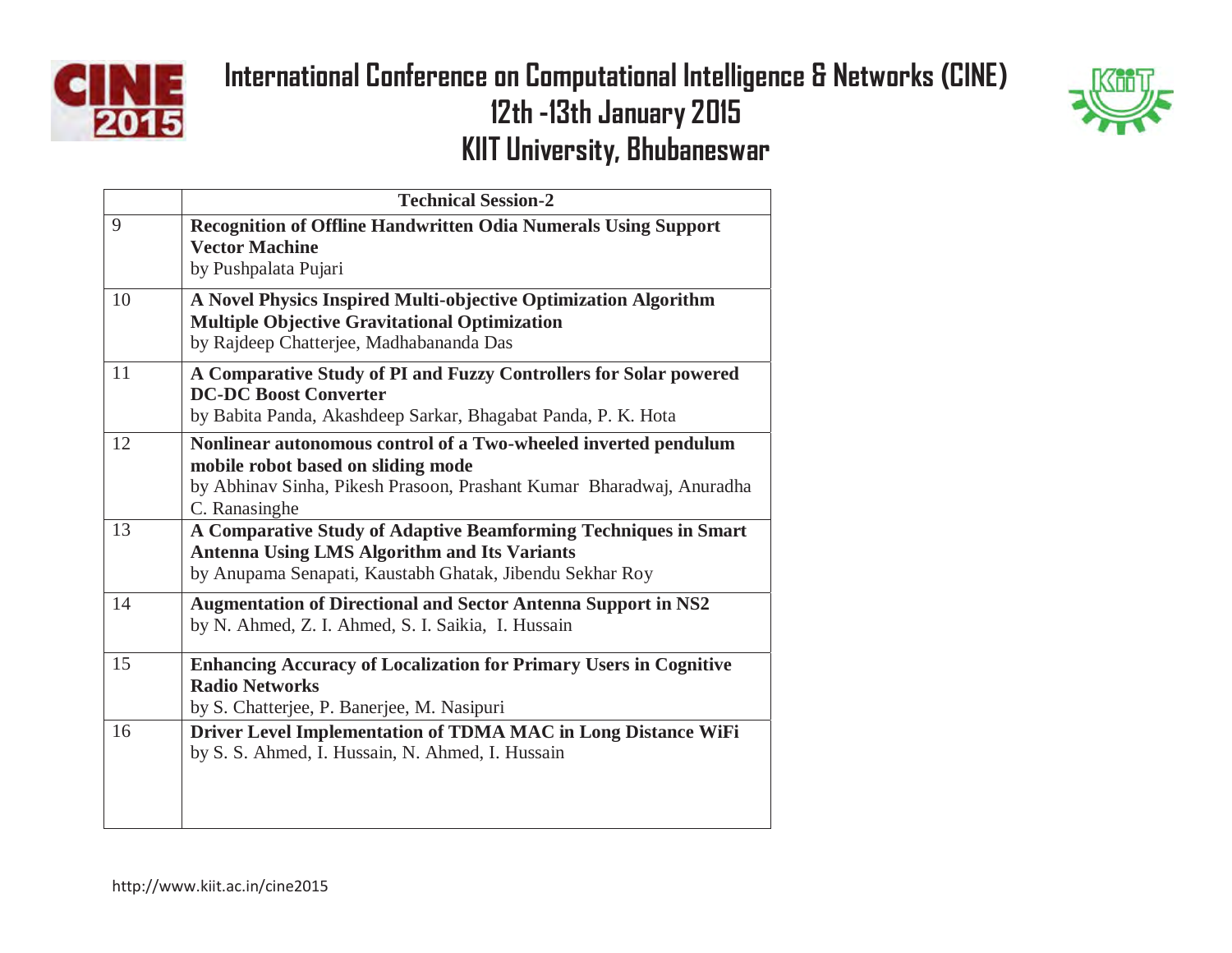# International Conference on Computational Intelligence & Networks (CINE)

## 12th -13th January 2015

## KIIT University, Bhubaneswar

| | Technical Session-2 |
|---|---|
| 9 | **Recognition of Offline Handwritten Odia Numerals Using Support Vector Machine**<br>by Pushpalata Pujari |
| 10 | **A Novel Physics Inspired Multi-objective Optimization Algorithm Multiple Objective Gravitational Optimization**<br>by Rajdeep Chatterjee, Madhabananda Das |
| 11 | **A Comparative Study of PI and Fuzzy Controllers for Solar powered DC-DC Boost Converter**<br>by Babita Panda, Akashdeep Sarkar, Bhagabat Panda, P. K. Hota |
| 12 | **Nonlinear autonomous control of a Two-wheeled inverted pendulum mobile robot based on sliding mode**<br>by Abhinav Sinha, Pikesh Prasoon, Prashant Kumar Bharadwaj, Anuradha C. Ranasinghe |
| 13 | **A Comparative Study of Adaptive Beamforming Techniques in Smart Antenna Using LMS Algorithm and Its Variants**<br>by Anupama Senapati, Kaustabh Ghatak, Jibendu Sekhar Roy |
| 14 | **Augmentation of Directional and Sector Antenna Support in NS2**<br>by N. Ahmed, Z. I. Ahmed, S. I. Saikia, I. Hussain |
| 15 | **Enhancing Accuracy of Localization for Primary Users in Cognitive Radio Networks**<br>by S. Chatterjee, P. Banerjee, M. Nasipuri |
| 16 | **Driver Level Implementation of TDMA MAC in Long Distance WiFi**<br>by S. S. Ahmed, I. Hussain, N. Ahmed, I. Hussain |

http://www.kiit.ac.in/cine2015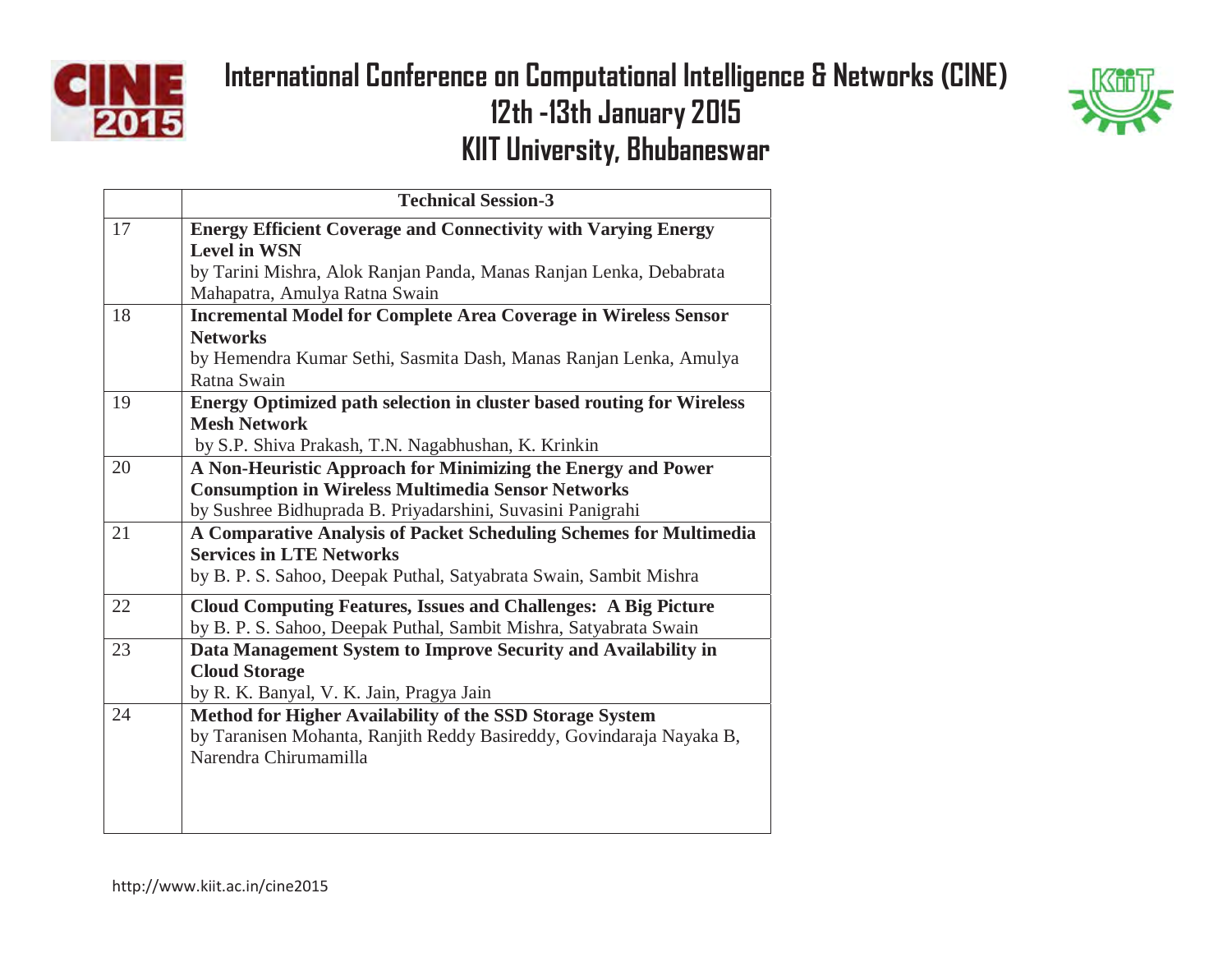# International Conference on Computational Intelligence & Networks (CINE)

## 12th -13th January 2015

## KIIT University, Bhubaneswar

| | Technical Session-3 |
|---|---|
| 17 | **Energy Efficient Coverage and Connectivity with Varying Energy Level in WSN**<br>by Tarini Mishra, Alok Ranjan Panda, Manas Ranjan Lenka, Debabrata Mahapatra, Amulya Ratna Swain |
| 18 | **Incremental Model for Complete Area Coverage in Wireless Sensor Networks**<br>by Hemendra Kumar Sethi, Sasmita Dash, Manas Ranjan Lenka, Amulya Ratna Swain |
| 19 | **Energy Optimized path selection in cluster based routing for Wireless Mesh Network**<br>by S.P. Shiva Prakash, T.N. Nagabhushan, K. Krinkin |
| 20 | **A Non-Heuristic Approach for Minimizing the Energy and Power Consumption in Wireless Multimedia Sensor Networks**<br>by Sushree Bidhuprada B. Priyadarshini, Suvasini Panigrahi |
| 21 | **A Comparative Analysis of Packet Scheduling Schemes for Multimedia Services in LTE Networks**<br>by B. P. S. Sahoo, Deepak Puthal, Satyabrata Swain, Sambit Mishra |
| 22 | **Cloud Computing Features, Issues and Challenges: A Big Picture**<br>by B. P. S. Sahoo, Deepak Puthal, Sambit Mishra, Satyabrata Swain |
| 23 | **Data Management System to Improve Security and Availability in Cloud Storage**<br>by R. K. Banyal, V. K. Jain, Pragya Jain |
| 24 | **Method for Higher Availability of the SSD Storage System**<br>by Taranisen Mohanta, Ranjith Reddy Basireddy, Govindaraja Nayaka B, Narendra Chirumamilla |

http://www.kiit.ac.in/cine2015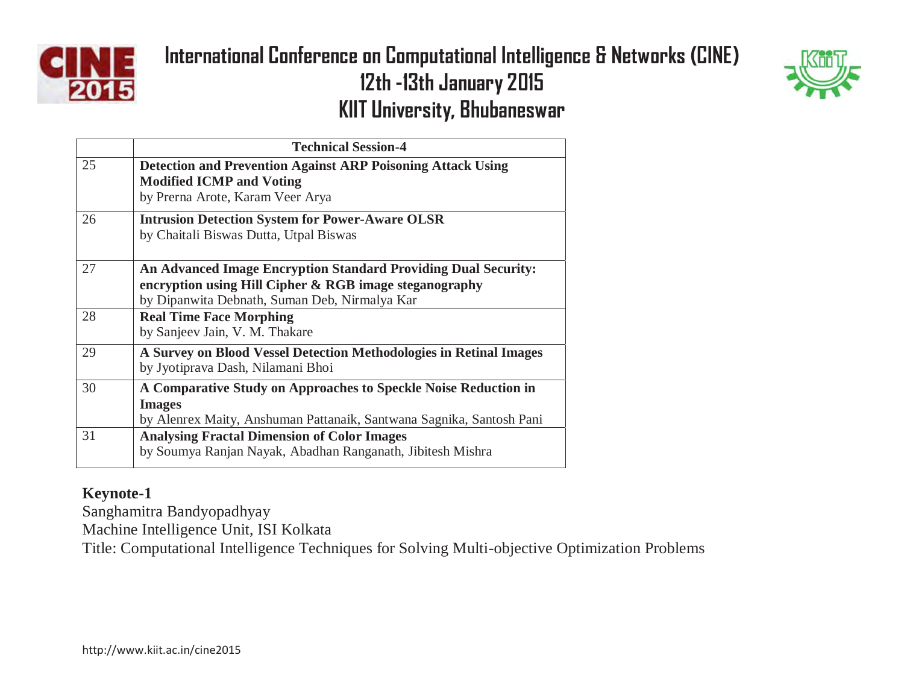| | Technical Session-4 |
|---|---|
| 25 | **Detection and Prevention Against ARP Poisoning Attack Using Modified ICMP and Voting** by Prerna Arote, Karam Veer Arya |
| 26 | **Intrusion Detection System for Power-Aware OLSR** by Chaitali Biswas Dutta, Utpal Biswas |
| 27 | **An Advanced Image Encryption Standard Providing Dual Security: encryption using Hill Cipher & RGB image steganography** by Dipanwita Debnath, Suman Deb, Nirmalya Kar |
| 28 | **Real Time Face Morphing** by Sanjeev Jain, V. M. Thakare |
| 29 | **A Survey on Blood Vessel Detection Methodologies in Retinal Images** by Jyotiprava Dash, Nilamani Bhoi |
| 30 | **A Comparative Study on Approaches to Speckle Noise Reduction in Images** by Alenrex Maity, Anshuman Pattanaik, Santwana Sagnika, Santosh Pani |
| 31 | **Analysing Fractal Dimension of Color Images** by Soumya Ranjan Nayak, Abadhan Ranganath, Jibitesh Mishra |

**Keynote-1**

Sanghamitra Bandyopadhyay
Machine Intelligence Unit, ISI Kolkata
Title: Computational Intelligence Techniques for Solving Multi-objective Optimization Problems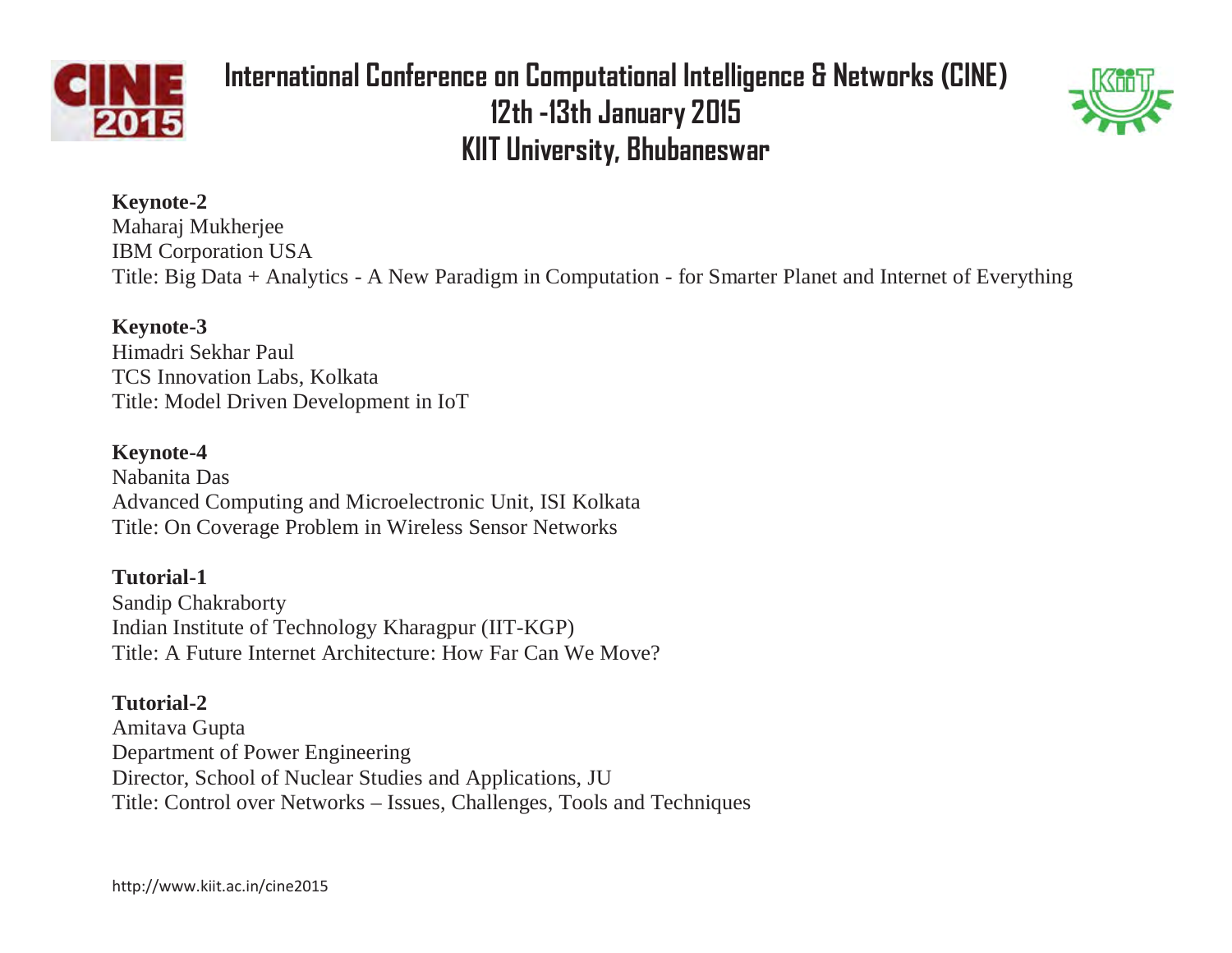**Keynote-2**
Maharaj Mukherjee
IBM Corporation USA
Title: Big Data + Analytics - A New Paradigm in Computation - for Smarter Planet and Internet of Everything

**Keynote-3**
Himadri Sekhar Paul
TCS Innovation Labs, Kolkata
Title: Model Driven Development in IoT

**Keynote-4**
Nabanita Das
Advanced Computing and Microelectronic Unit, ISI Kolkata
Title: On Coverage Problem in Wireless Sensor Networks

**Tutorial-1**
Sandip Chakraborty
Indian Institute of Technology Kharagpur (IIT-KGP)
Title: A Future Internet Architecture: How Far Can We Move?

**Tutorial-2**
Amitava Gupta
Department of Power Engineering
Director, School of Nuclear Studies and Applications, JU
Title: Control over Networks – Issues, Challenges, Tools and Techniques